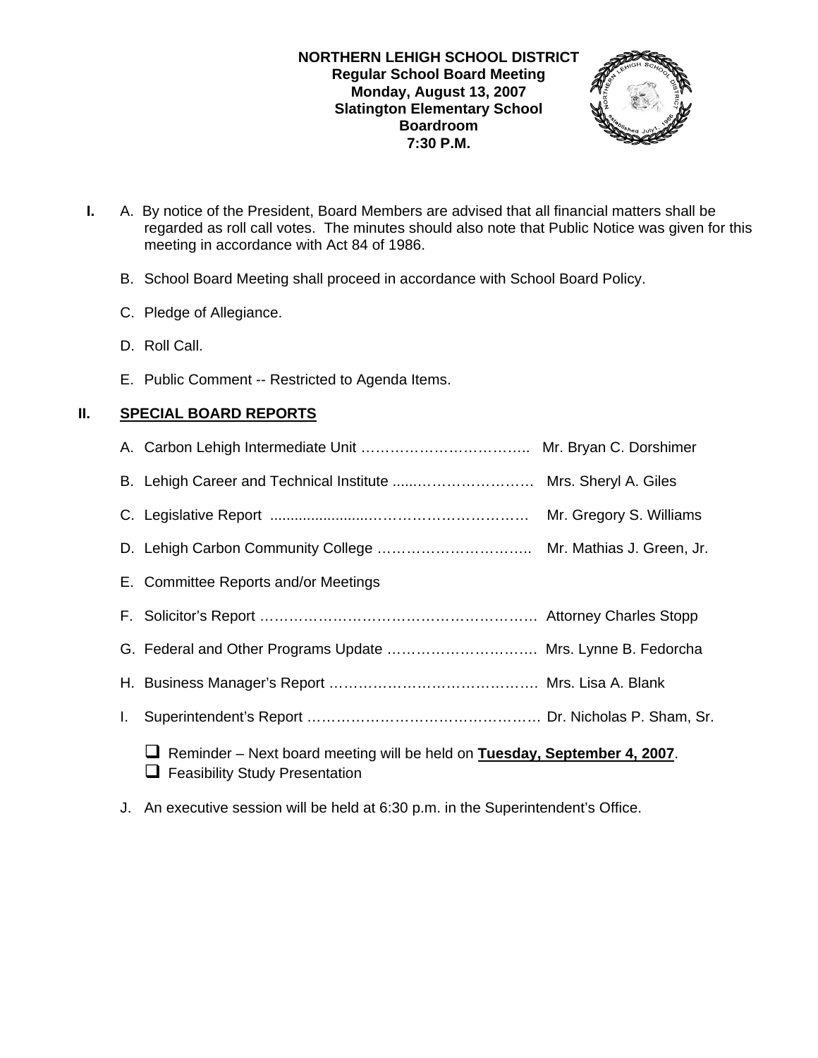**NORTHERN LEHIGH SCHOOL DISTRICT**
**Regular School Board Meeting**
**Monday, August 13, 2007**
**Slatington Elementary School**
**Boardroom**
**7:30 P.M.**

**I.** A. By notice of the President, Board Members are advised that all financial matters shall be regarded as roll call votes. The minutes should also note that Public Notice was given for this meeting in accordance with Act 84 of 1986.

B. School Board Meeting shall proceed in accordance with School Board Policy.

C. Pledge of Allegiance.

D. Roll Call.

E. Public Comment -- Restricted to Agenda Items.

**II. SPECIAL BOARD REPORTS**

A. Carbon Lehigh Intermediate Unit …………………………….. Mr. Bryan C. Dorshimer

B. Lehigh Career and Technical Institute ......…………………… Mrs. Sheryl A. Giles

C. Legislative Report .......................…………………………… Mr. Gregory S. Williams

D. Lehigh Carbon Community College ………………………….. Mr. Mathias J. Green, Jr.

E. Committee Reports and/or Meetings

F. Solicitor's Report …………………………………………………. Attorney Charles Stopp

G. Federal and Other Programs Update …………………………. Mrs. Lynne B. Fedorcha

H. Business Manager's Report ……………………………………. Mrs. Lisa A. Blank

I. Superintendent's Report ………………………………………… Dr. Nicholas P. Sham, Sr.

- ❑ Reminder – Next board meeting will be held on **Tuesday, September 4, 2007**.
- ❑ Feasibility Study Presentation

J. An executive session will be held at 6:30 p.m. in the Superintendent's Office.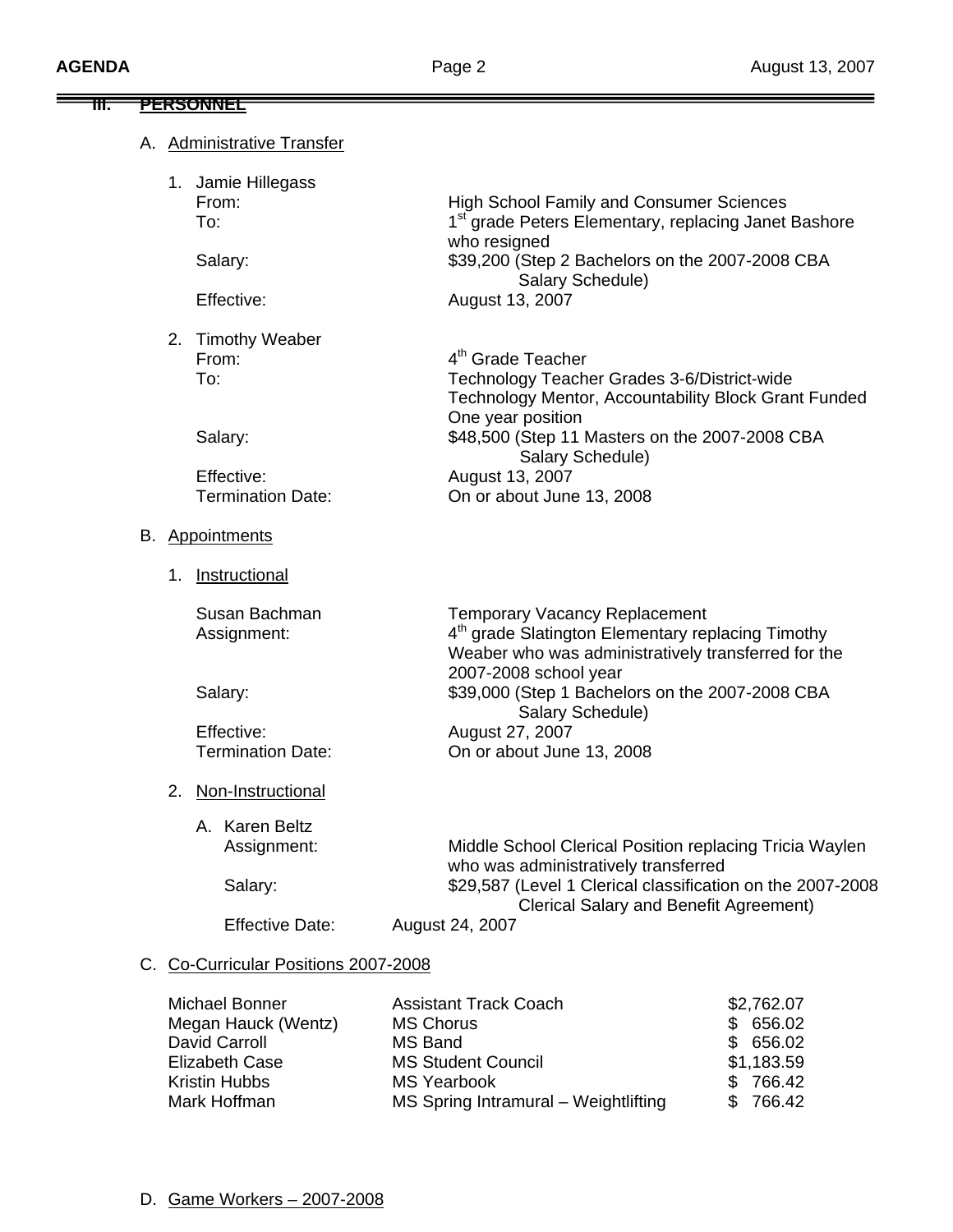## III. PERSONNEL

A. Administrative Transfer

1. Jamie Hillegass

   From: High School Family and Consumer Sciences

   To: 1st grade Peters Elementary, replacing Janet Bashore who resigned

   Salary: $39,200 (Step 2 Bachelors on the 2007-2008 CBA Salary Schedule)

   Effective: August 13, 2007

2. Timothy Weaber

   From: 4th Grade Teacher

   To: Technology Teacher Grades 3-6/District-wide Technology Mentor, Accountability Block Grant Funded One year position

   Salary: $48,500 (Step 11 Masters on the 2007-2008 CBA Salary Schedule)

   Effective: August 13, 2007

   Termination Date: On or about June 13, 2008

B. Appointments

1. Instructional

   Susan Bachman: Temporary Vacancy Replacement

   Assignment: 4th grade Slatington Elementary replacing Timothy Weaber who was administratively transferred for the 2007-2008 school year

   Salary: $39,000 (Step 1 Bachelors on the 2007-2008 CBA Salary Schedule)

   Effective: August 27, 2007

   Termination Date: On or about June 13, 2008

2. Non-Instructional

   A. Karen Beltz

      Assignment: Middle School Clerical Position replacing Tricia Waylen who was administratively transferred

      Salary: $29,587 (Level 1 Clerical classification on the 2007-2008 Clerical Salary and Benefit Agreement)

      Effective Date: August 24, 2007

C. Co-Curricular Positions 2007-2008

| Name | Position | Amount |
|---|---|---|
| Michael Bonner | Assistant Track Coach | $2,762.07 |
| Megan Hauck (Wentz) | MS Chorus | $ 656.02 |
| David Carroll | MS Band | $ 656.02 |
| Elizabeth Case | MS Student Council | $1,183.59 |
| Kristin Hubbs | MS Yearbook | $ 766.42 |
| Mark Hoffman | MS Spring Intramural – Weightlifting | $ 766.42 |

D. Game Workers – 2007-2008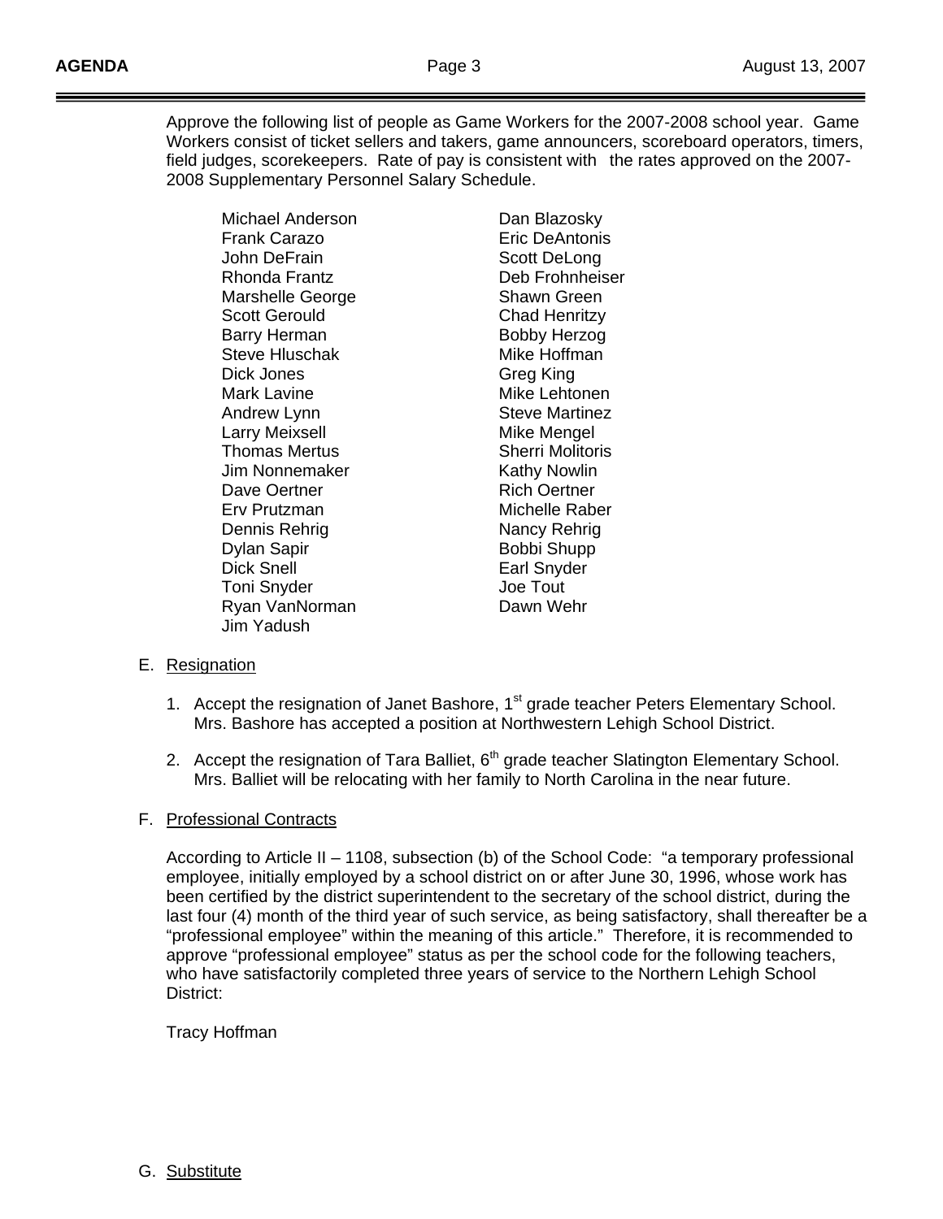Approve the following list of people as Game Workers for the 2007-2008 school year. Game Workers consist of ticket sellers and takers, game announcers, scoreboard operators, timers, field judges, scorekeepers. Rate of pay is consistent with the rates approved on the 2007-2008 Supplementary Personnel Salary Schedule.

| | |
|---|---|
| Michael Anderson | Dan Blazosky |
| Frank Carazo | Eric DeAntonis |
| John DeFrain | Scott DeLong |
| Rhonda Frantz | Deb Frohnheiser |
| Marshelle George | Shawn Green |
| Scott Gerould | Chad Henritzy |
| Barry Herman | Bobby Herzog |
| Steve Hluschak | Mike Hoffman |
| Dick Jones | Greg King |
| Mark Lavine | Mike Lehtonen |
| Andrew Lynn | Steve Martinez |
| Larry Meixsell | Mike Mengel |
| Thomas Mertus | Sherri Molitoris |
| Jim Nonnemaker | Kathy Nowlin |
| Dave Oertner | Rich Oertner |
| Erv Prutzman | Michelle Raber |
| Dennis Rehrig | Nancy Rehrig |
| Dylan Sapir | Bobbi Shupp |
| Dick Snell | Earl Snyder |
| Toni Snyder | Joe Tout |
| Ryan VanNorman | Dawn Wehr |
| Jim Yadush | |

E. Resignation

1. Accept the resignation of Janet Bashore, 1st grade teacher Peters Elementary School. Mrs. Bashore has accepted a position at Northwestern Lehigh School District.

2. Accept the resignation of Tara Balliet, 6th grade teacher Slatington Elementary School. Mrs. Balliet will be relocating with her family to North Carolina in the near future.

F. Professional Contracts

According to Article II – 1108, subsection (b) of the School Code: "a temporary professional employee, initially employed by a school district on or after June 30, 1996, whose work has been certified by the district superintendent to the secretary of the school district, during the last four (4) month of the third year of such service, as being satisfactory, shall thereafter be a "professional employee" within the meaning of this article." Therefore, it is recommended to approve "professional employee" status as per the school code for the following teachers, who have satisfactorily completed three years of service to the Northern Lehigh School District:

Tracy Hoffman

G. Substitute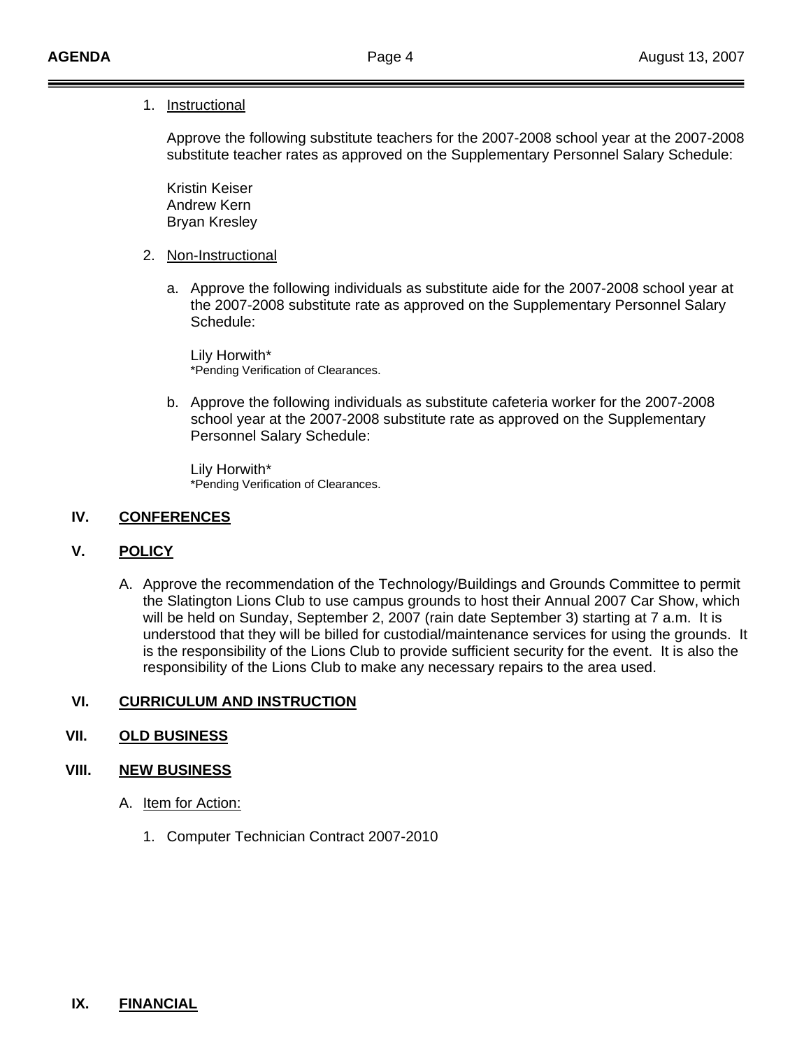1. Instructional

   Approve the following substitute teachers for the 2007-2008 school year at the 2007-2008 substitute teacher rates as approved on the Supplementary Personnel Salary Schedule:

   Kristin Keiser
   Andrew Kern
   Bryan Kresley

2. Non-Instructional

   a. Approve the following individuals as substitute aide for the 2007-2008 school year at the 2007-2008 substitute rate as approved on the Supplementary Personnel Salary Schedule:

      Lily Horwith*
      *Pending Verification of Clearances.

   b. Approve the following individuals as substitute cafeteria worker for the 2007-2008 school year at the 2007-2008 substitute rate as approved on the Supplementary Personnel Salary Schedule:

      Lily Horwith*
      *Pending Verification of Clearances.

## IV. CONFERENCES

## V. POLICY

A. Approve the recommendation of the Technology/Buildings and Grounds Committee to permit the Slatington Lions Club to use campus grounds to host their Annual 2007 Car Show, which will be held on Sunday, September 2, 2007 (rain date September 3) starting at 7 a.m. It is understood that they will be billed for custodial/maintenance services for using the grounds. It is the responsibility of the Lions Club to provide sufficient security for the event. It is also the responsibility of the Lions Club to make any necessary repairs to the area used.

## VI. CURRICULUM AND INSTRUCTION

## VII. OLD BUSINESS

## VIII. NEW BUSINESS

A. Item for Action:

   1. Computer Technician Contract 2007-2010

## IX. FINANCIAL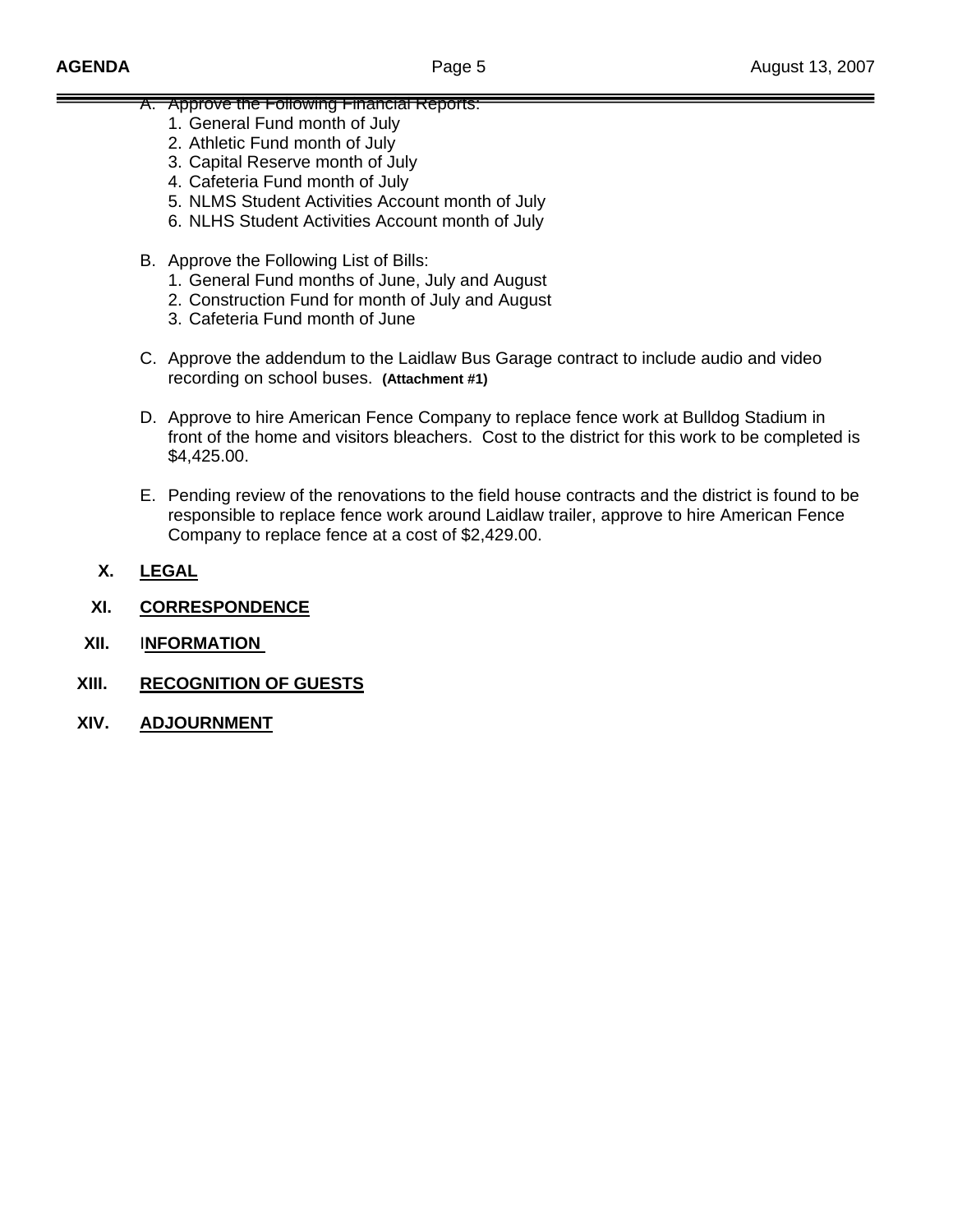A. Approve the Following Financial Reports:
   1. General Fund month of July
   2. Athletic Fund month of July
   3. Capital Reserve month of July
   4. Cafeteria Fund month of July
   5. NLMS Student Activities Account month of July
   6. NLHS Student Activities Account month of July

B. Approve the Following List of Bills:
   1. General Fund months of June, July and August
   2. Construction Fund for month of July and August
   3. Cafeteria Fund month of June

C. Approve the addendum to the Laidlaw Bus Garage contract to include audio and video recording on school buses. **(Attachment #1)**

D. Approve to hire American Fence Company to replace fence work at Bulldog Stadium in front of the home and visitors bleachers. Cost to the district for this work to be completed is $4,425.00.

E. Pending review of the renovations to the field house contracts and the district is found to be responsible to replace fence work around Laidlaw trailer, approve to hire American Fence Company to replace fence at a cost of $2,429.00.

## X. LEGAL

## XI. CORRESPONDENCE

## XII. INFORMATION

## XIII. RECOGNITION OF GUESTS

## XIV. ADJOURNMENT